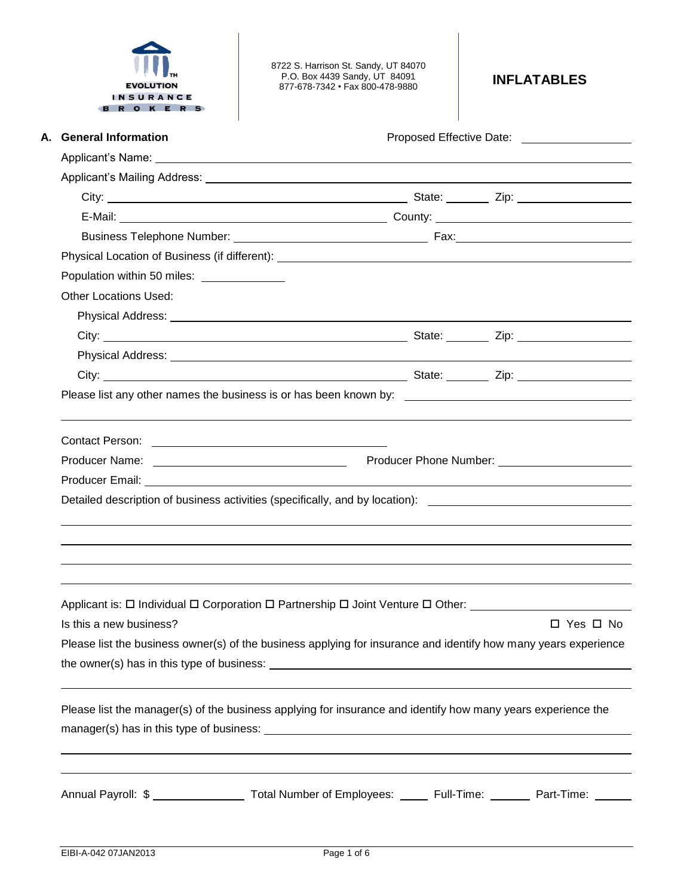EVOLUTION INSURANCE BROKERS

8722 S. Harrison St. Sandy, UT 84070
P.O. Box 4439 Sandy, UT 84091
877-678-7342 • Fax 800-478-9880

# INFLATABLES

## A. General Information

Proposed Effective Date: ________________

Applicant's Name: ________________

Applicant's Mailing Address: ________________

City: ________________ State: ________ Zip: ________________

E-Mail: ________________ County: ________________

Business Telephone Number: ________________ Fax: ________________

Physical Location of Business (if different): ________________

Population within 50 miles: ________________

Other Locations Used:

Physical Address: ________________

City: ________________ State: ________ Zip: ________________

Physical Address: ________________

City: ________________ State: ________ Zip: ________________

Please list any other names the business is or has been known by: ________________

Contact Person: ________________

Producer Name: ________________ Producer Phone Number: ________________

Producer Email: ________________

Detailed description of business activities (specifically, and by location): ________________

Applicant is: ☐ Individual ☐ Corporation ☐ Partnership ☐ Joint Venture ☐ Other: ________________

Is this a new business? ☐ Yes ☐ No

Please list the business owner(s) of the business applying for insurance and identify how many years experience the owner(s) has in this type of business: ________________

Please list the manager(s) of the business applying for insurance and identify how many years experience the manager(s) has in this type of business: ________________

Annual Payroll: $ ________________ Total Number of Employees: ______ Full-Time: ______ Part-Time: ______

EIBI-A-042 07JAN2013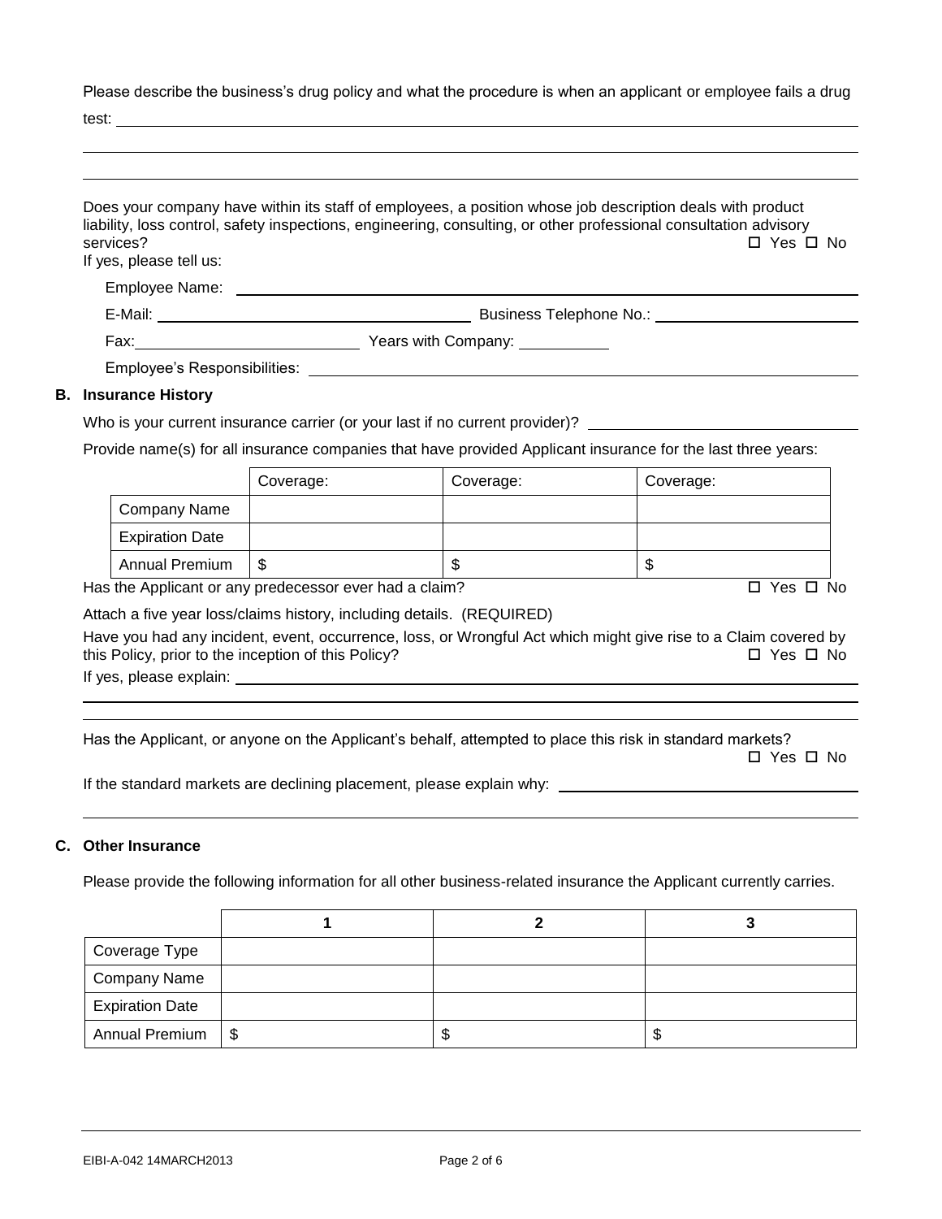Please describe the business's drug policy and what the procedure is when an applicant or employee fails a drug test: ______________________________________________

Does your company have within its staff of employees, a position whose job description deals with product liability, loss control, safety inspections, engineering, consulting, or other professional consultation advisory services? ☐ Yes ☐ No

If yes, please tell us:

Employee Name: ______________________________________________

E-Mail: ______________________ Business Telephone No.: ______________________

Fax: ______________________ Years with Company: __________

Employee's Responsibilities: ______________________________________________

## B. Insurance History

Who is your current insurance carrier (or your last if no current provider)? ______________________

Provide name(s) for all insurance companies that have provided Applicant insurance for the last three years:

| | Coverage: | Coverage: | Coverage: |
|---|---|---|---|
| Company Name | | | |
| Expiration Date | | | |
| Annual Premium | $ | $ | $ |

Has the Applicant or any predecessor ever had a claim? ☐ Yes ☐ No

Attach a five year loss/claims history, including details. (REQUIRED)

Have you had any incident, event, occurrence, loss, or Wrongful Act which might give rise to a Claim covered by this Policy, prior to the inception of this Policy? ☐ Yes ☐ No

If yes, please explain: ______________________________________________

Has the Applicant, or anyone on the Applicant's behalf, attempted to place this risk in standard markets? ☐ Yes ☐ No

If the standard markets are declining placement, please explain why: ______________________

## C. Other Insurance

Please provide the following information for all other business-related insurance the Applicant currently carries.

| | 1 | 2 | 3 |
|---|---|---|---|
| Coverage Type | | | |
| Company Name | | | |
| Expiration Date | | | |
| Annual Premium | $ | $ | $ |

EIBI-A-042 14MARCH2013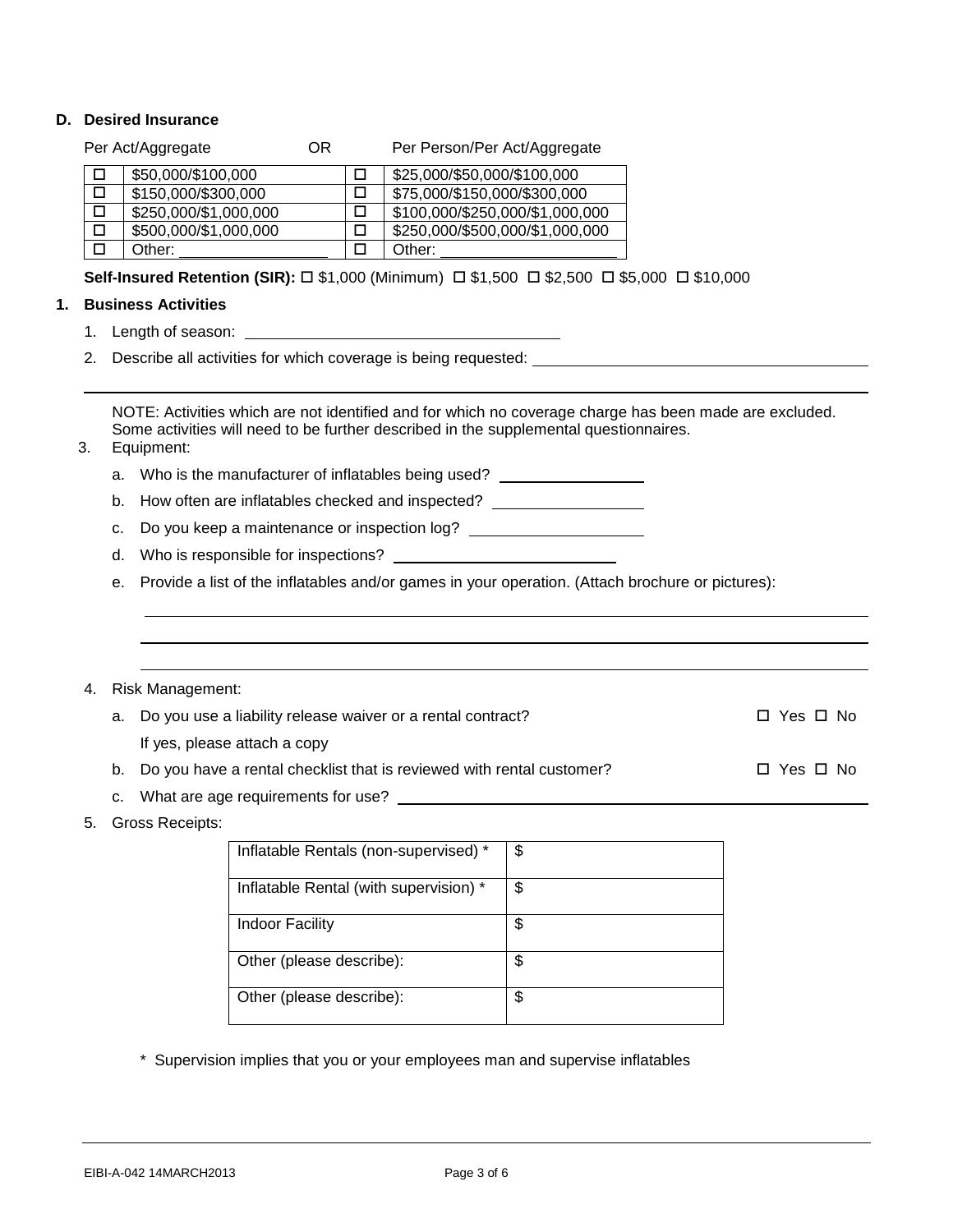**D. Desired Insurance**

| Per Act/Aggregate | | OR | Per Person/Per Act/Aggregate |
|---|---|---|---|
| ☐ | $50,000/$100,000 | ☐ | $25,000/$50,000/$100,000 |
| ☐ | $150,000/$300,000 | ☐ | $75,000/$150,000/$300,000 |
| ☐ | $250,000/$1,000,000 | ☐ | $100,000/$250,000/$1,000,000 |
| ☐ | $500,000/$1,000,000 | ☐ | $250,000/$500,000/$1,000,000 |
| ☐ | Other: ________________ | ☐ | Other: ____________________ |

**Self-Insured Retention (SIR):** ☐ $1,000 (Minimum) ☐ $1,500 ☐ $2,500 ☐ $5,000 ☐ $10,000

**1. Business Activities**

1. Length of season: ____________________________________

2. Describe all activities for which coverage is being requested: ________________________________________

   ______________________________________________________________________________________

   NOTE: Activities which are not identified and for which no coverage charge has been made are excluded. Some activities will need to be further described in the supplemental questionnaires.

3. Equipment:

   a. Who is the manufacturer of inflatables being used? ________________

   b. How often are inflatables checked and inspected? ________________

   c. Do you keep a maintenance or inspection log? ____________________

   d. Who is responsible for inspections? _________________________

   e. Provide a list of the inflatables and/or games in your operation. (Attach brochure or pictures):

   ______________________________________________________________________________________

   ______________________________________________________________________________________

   ______________________________________________________________________________________

4. Risk Management:

   a. Do you use a liability release waiver or a rental contract? ☐ Yes ☐ No

      If yes, please attach a copy

   b. Do you have a rental checklist that is reviewed with rental customer? ☐ Yes ☐ No

   c. What are age requirements for use? ________________________________________________

5. Gross Receipts:

| | |
|---|---|
| Inflatable Rentals (non-supervised) * | $ |
| Inflatable Rental (with supervision) * | $ |
| Indoor Facility | $ |
| Other (please describe): | $ |
| Other (please describe): | $ |

\* Supervision implies that you or your employees man and supervise inflatables

EIBI-A-042 14MARCH2013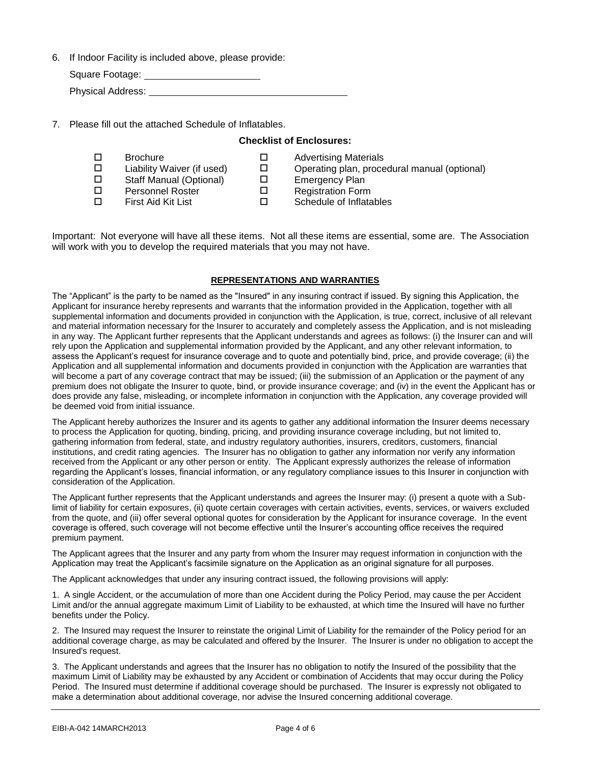6. If Indoor Facility is included above, please provide:

   Square Footage: ____________________

   Physical Address: ____________________________________

7. Please fill out the attached Schedule of Inflatables.

**Checklist of Enclosures:**

- ☐ Brochure
- ☐ Liability Waiver (if used)
- ☐ Staff Manual (Optional)
- ☐ Personnel Roster
- ☐ First Aid Kit List
- ☐ Advertising Materials
- ☐ Operating plan, procedural manual (optional)
- ☐ Emergency Plan
- ☐ Registration Form
- ☐ Schedule of Inflatables

Important: Not everyone will have all these items. Not all these items are essential, some are. The Association will work with you to develop the required materials that you may not have.

## REPRESENTATIONS AND WARRANTIES

The "Applicant" is the party to be named as the "Insured" in any insuring contract if issued. By signing this Application, the Applicant for insurance hereby represents and warrants that the information provided in the Application, together with all supplemental information and documents provided in conjunction with the Application, is true, correct, inclusive of all relevant and material information necessary for the Insurer to accurately and completely assess the Application, and is not misleading in any way. The Applicant further represents that the Applicant understands and agrees as follows: (i) the Insurer can and will rely upon the Application and supplemental information provided by the Applicant, and any other relevant information, to assess the Applicant's request for insurance coverage and to quote and potentially bind, price, and provide coverage; (ii) the Application and all supplemental information and documents provided in conjunction with the Application are warranties that will become a part of any coverage contract that may be issued; (iii) the submission of an Application or the payment of any premium does not obligate the Insurer to quote, bind, or provide insurance coverage; and (iv) in the event the Applicant has or does provide any false, misleading, or incomplete information in conjunction with the Application, any coverage provided will be deemed void from initial issuance.

The Applicant hereby authorizes the Insurer and its agents to gather any additional information the Insurer deems necessary to process the Application for quoting, binding, pricing, and providing insurance coverage including, but not limited to, gathering information from federal, state, and industry regulatory authorities, insurers, creditors, customers, financial institutions, and credit rating agencies. The Insurer has no obligation to gather any information nor verify any information received from the Applicant or any other person or entity. The Applicant expressly authorizes the release of information regarding the Applicant's losses, financial information, or any regulatory compliance issues to this Insurer in conjunction with consideration of the Application.

The Applicant further represents that the Applicant understands and agrees the Insurer may: (i) present a quote with a Sub-limit of liability for certain exposures, (ii) quote certain coverages with certain activities, events, services, or waivers excluded from the quote, and (iii) offer several optional quotes for consideration by the Applicant for insurance coverage. In the event coverage is offered, such coverage will not become effective until the Insurer's accounting office receives the required premium payment.

The Applicant agrees that the Insurer and any party from whom the Insurer may request information in conjunction with the Application may treat the Applicant's facsimile signature on the Application as an original signature for all purposes.

The Applicant acknowledges that under any insuring contract issued, the following provisions will apply:

1. A single Accident, or the accumulation of more than one Accident during the Policy Period, may cause the per Accident Limit and/or the annual aggregate maximum Limit of Liability to be exhausted, at which time the Insured will have no further benefits under the Policy.

2. The Insured may request the Insurer to reinstate the original Limit of Liability for the remainder of the Policy period for an additional coverage charge, as may be calculated and offered by the Insurer. The Insurer is under no obligation to accept the Insured's request.

3. The Applicant understands and agrees that the Insurer has no obligation to notify the Insured of the possibility that the maximum Limit of Liability may be exhausted by any Accident or combination of Accidents that may occur during the Policy Period. The Insured must determine if additional coverage should be purchased. The Insurer is expressly not obligated to make a determination about additional coverage, nor advise the Insured concerning additional coverage.

EIBI-A-042 14MARCH2013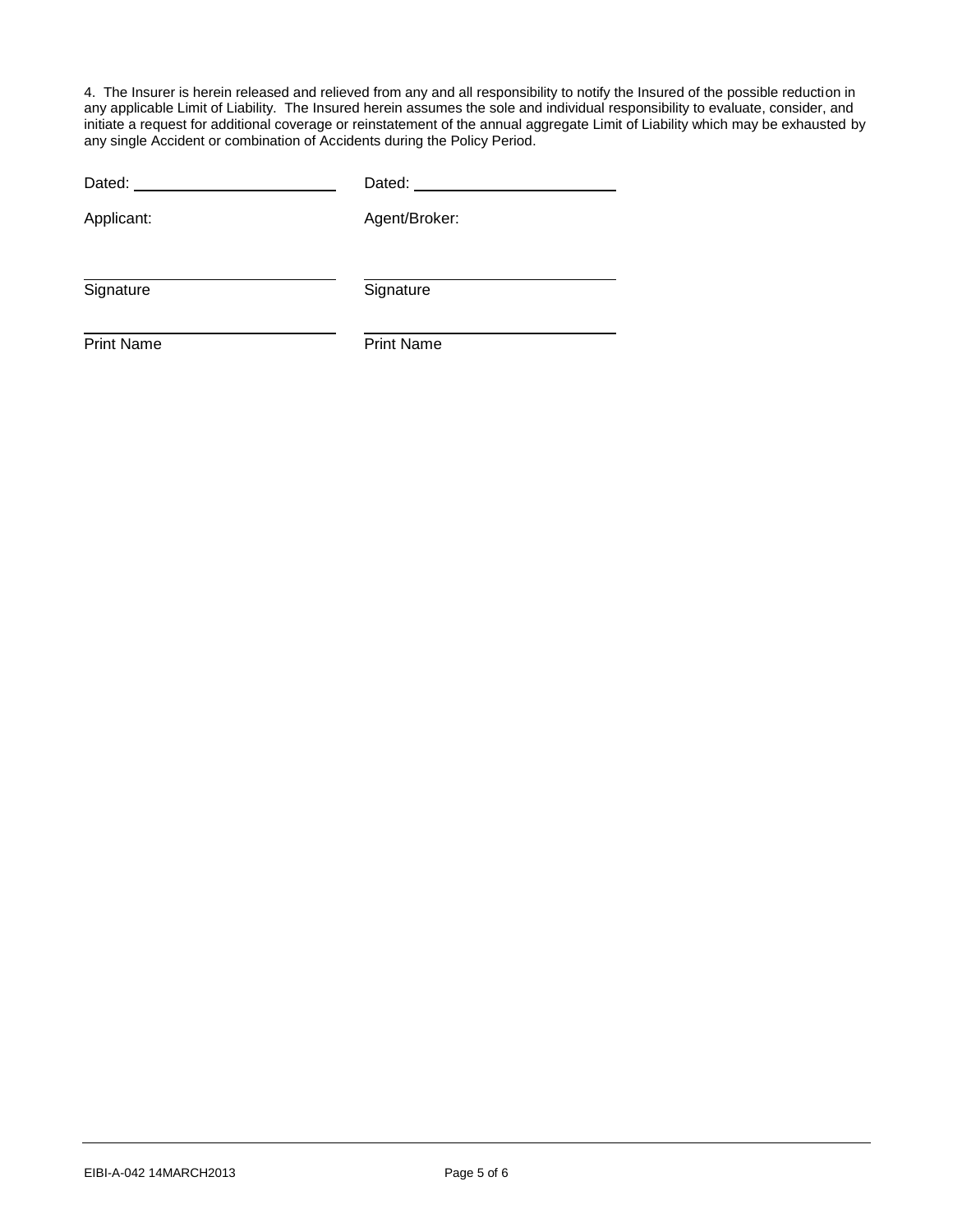4. The Insurer is herein released and relieved from any and all responsibility to notify the Insured of the possible reduction in any applicable Limit of Liability. The Insured herein assumes the sole and individual responsibility to evaluate, consider, and initiate a request for additional coverage or reinstatement of the annual aggregate Limit of Liability which may be exhausted by any single Accident or combination of Accidents during the Policy Period.

| | |
|---|---|
| Dated: ________________________ | Dated: ________________________ |
| Applicant: | Agent/Broker: |
| ________________________ | ________________________ |
| Signature | Signature |
| ________________________ | ________________________ |
| Print Name | Print Name |

EIBI-A-042 14MARCH2013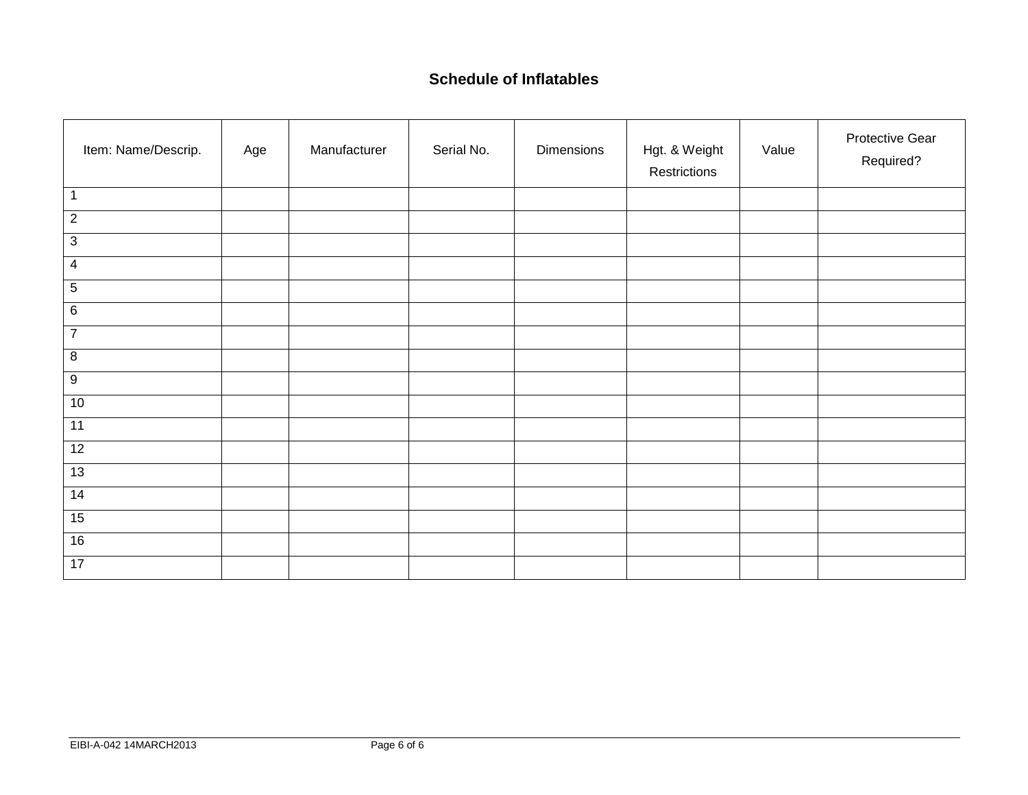## Schedule of Inflatables

| Item: Name/Descrip. | Age | Manufacturer | Serial No. | Dimensions | Hgt. & Weight Restrictions | Value | Protective Gear Required? |
|---|---|---|---|---|---|---|---|
| 1 | | | | | | | |
| 2 | | | | | | | |
| 3 | | | | | | | |
| 4 | | | | | | | |
| 5 | | | | | | | |
| 6 | | | | | | | |
| 7 | | | | | | | |
| 8 | | | | | | | |
| 9 | | | | | | | |
| 10 | | | | | | | |
| 11 | | | | | | | |
| 12 | | | | | | | |
| 13 | | | | | | | |
| 14 | | | | | | | |
| 15 | | | | | | | |
| 16 | | | | | | | |
| 17 | | | | | | | |

EIBI-A-042 14MARCH2013